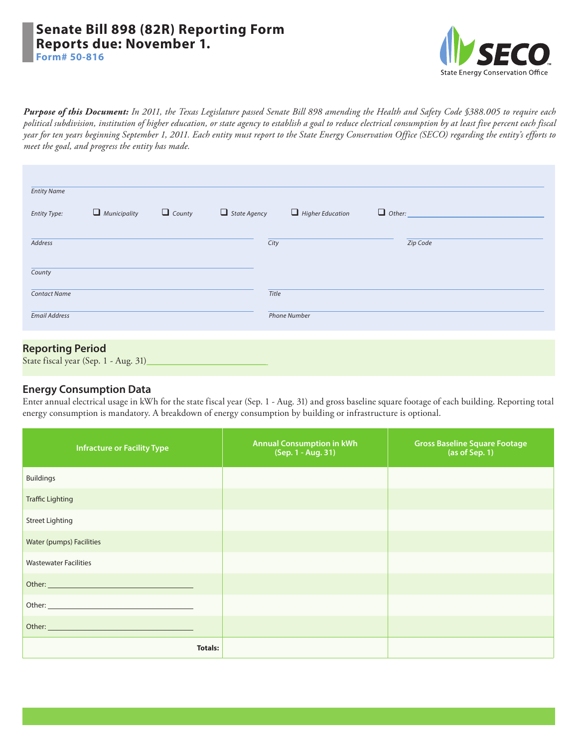# Senate Bill 898 (82R) Reporting Form
# Reports due: November 1.

**Form# 50-816**

SECO
State Energy Conservation Office

***Purpose of this Document:*** *In 2011, the Texas Legislature passed Senate Bill 898 amending the Health and Safety Code §388.005 to require each political subdivision, institution of higher education, or state agency to establish a goal to reduce electrical consumption by at least five percent each fiscal year for ten years beginning September 1, 2011. Each entity must report to the State Energy Conservation Office (SECO) regarding the entity's efforts to meet the goal, and progress the entity has made.*

*Entity Name* ____________________

*Entity Type:* ☐ *Municipality* ☐ *County* ☐ *State Agency* ☐ *Higher Education* ☐ *Other:* ____________________

*Address* ____________________ *City* ____________________ *Zip Code* ____________________

*County* ____________________

*Contact Name* ____________________ *Title* ____________________

*Email Address* ____________________ *Phone Number* ____________________

## Reporting Period

State fiscal year (Sep. 1 - Aug. 31)____________________

## Energy Consumption Data

Enter annual electrical usage in kWh for the state fiscal year (Sep. 1 - Aug. 31) and gross baseline square footage of each building. Reporting total energy consumption is mandatory. A breakdown of energy consumption by building or infrastructure is optional.

| Infracture or Facility Type | Annual Consumption in kWh (Sep. 1 - Aug. 31) | Gross Baseline Square Footage (as of Sep. 1) |
|---|---|---|
| Buildings | | |
| Traffic Lighting | | |
| Street Lighting | | |
| Water (pumps) Facilities | | |
| Wastewater Facilities | | |
| Other: ____________________ | | |
| Other: ____________________ | | |
| Other: ____________________ | | |
| **Totals:** | | |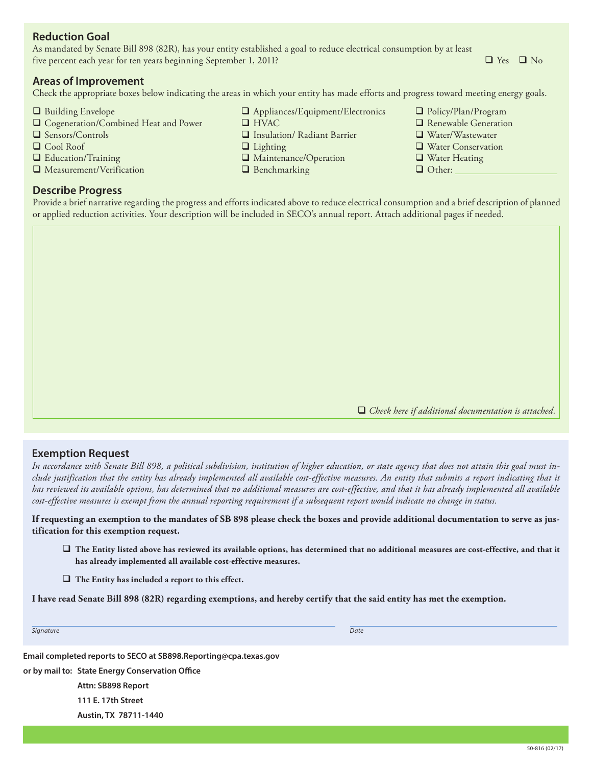## Reduction Goal

As mandated by Senate Bill 898 (82R), has your entity established a goal to reduce electrical consumption by at least five percent each year for ten years beginning September 1, 2011? ❑ Yes ❑ No

## Areas of Improvement

Check the appropriate boxes below indicating the areas in which your entity has made efforts and progress toward meeting energy goals.

- ❑ Building Envelope
- ❑ Cogeneration/Combined Heat and Power
- ❑ Sensors/Controls
- ❑ Cool Roof
- ❑ Education/Training
- ❑ Measurement/Verification
- ❑ Appliances/Equipment/Electronics
- ❑ HVAC
- ❑ Insulation/ Radiant Barrier
- ❑ Lighting
- ❑ Maintenance/Operation
- ❑ Benchmarking
- ❑ Policy/Plan/Program
- ❑ Renewable Generation
- ❑ Water/Wastewater
- ❑ Water Conservation
- ❑ Water Heating
- ❑ Other: ____________________

## Describe Progress

Provide a brief narrative regarding the progress and efforts indicated above to reduce electrical consumption and a brief description of planned or applied reduction activities. Your description will be included in SECO's annual report. Attach additional pages if needed.

❑ *Check here if additional documentation is attached.*

## Exemption Request

*In accordance with Senate Bill 898, a political subdivision, institution of higher education, or state agency that does not attain this goal must include justification that the entity has already implemented all available cost-effective measures. An entity that submits a report indicating that it has reviewed its available options, has determined that no additional measures are cost-effective, and that it has already implemented all available cost-effective measures is exempt from the annual reporting requirement if a subsequent report would indicate no change in status.*

**If requesting an exemption to the mandates of SB 898 please check the boxes and provide additional documentation to serve as justification for this exemption request.**

- ❑ **The Entity listed above has reviewed its available options, has determined that no additional measures are cost-effective, and that it has already implemented all available cost-effective measures.**
- ❑ **The Entity has included a report to this effect.**

**I have read Senate Bill 898 (82R) regarding exemptions, and hereby certify that the said entity has met the exemption.**

*Signature* ____________________ *Date* ____________________

**Email completed reports to SECO at SB898.Reporting@cpa.texas.gov**

**or by mail to: State Energy Conservation Office**
**Attn: SB898 Report**
**111 E. 17th Street**
**Austin, TX 78711-1440**

50-816 (02/17)